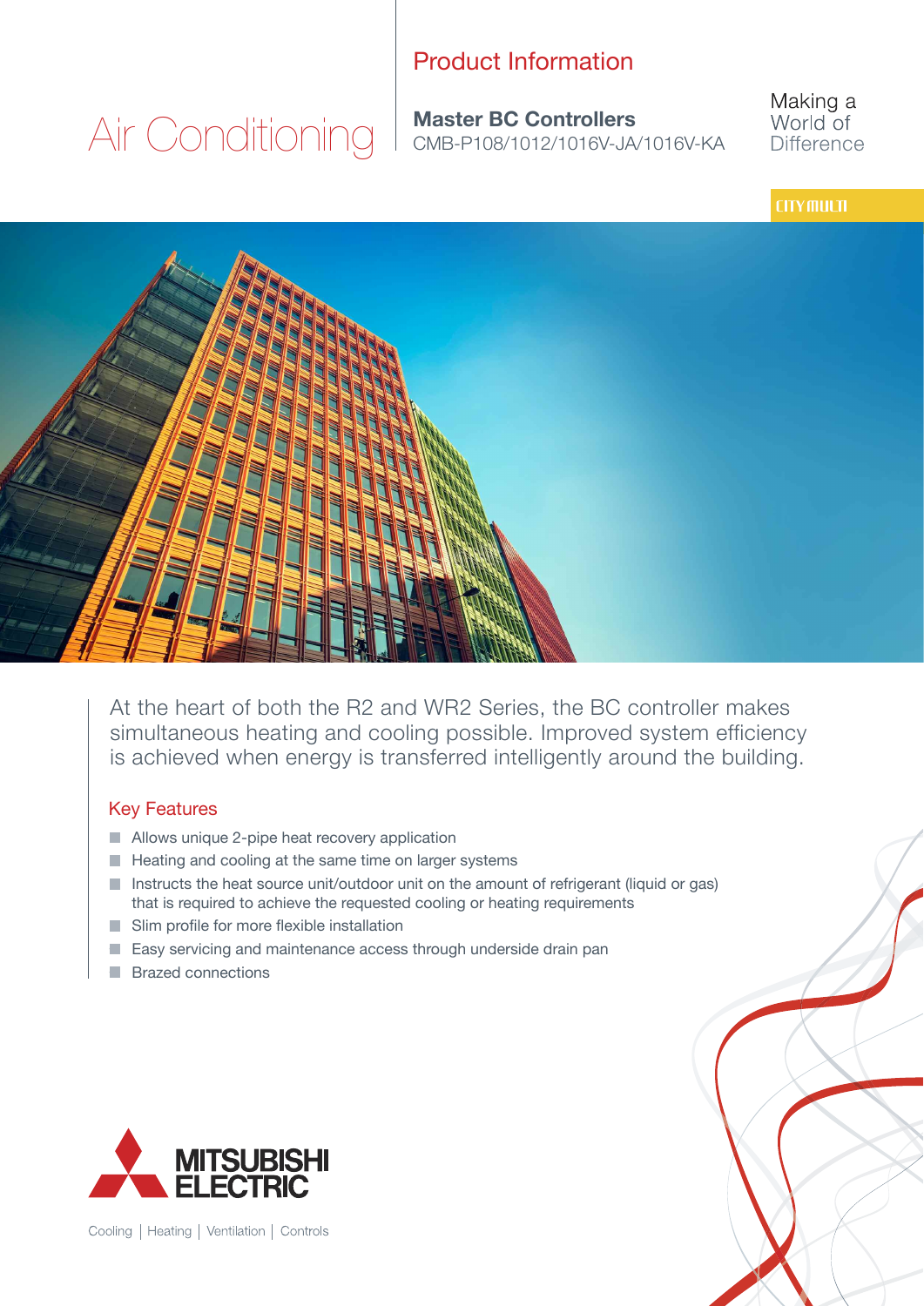# Air Conditioning

## Product Information

**Master BC Controllers**
CMB-P108/1012/1016V-JA/1016V-KA

Making a World of Difference

CITY MULTI

At the heart of both the R2 and WR2 Series, the BC controller makes simultaneous heating and cooling possible. Improved system efficiency is achieved when energy is transferred intelligently around the building.

### Key Features

- Allows unique 2-pipe heat recovery application
- Heating and cooling at the same time on larger systems
- Instructs the heat source unit/outdoor unit on the amount of refrigerant (liquid or gas) that is required to achieve the requested cooling or heating requirements
- Slim profile for more flexible installation
- Easy servicing and maintenance access through underside drain pan
- Brazed connections

MITSUBISHI ELECTRIC

Cooling | Heating | Ventilation | Controls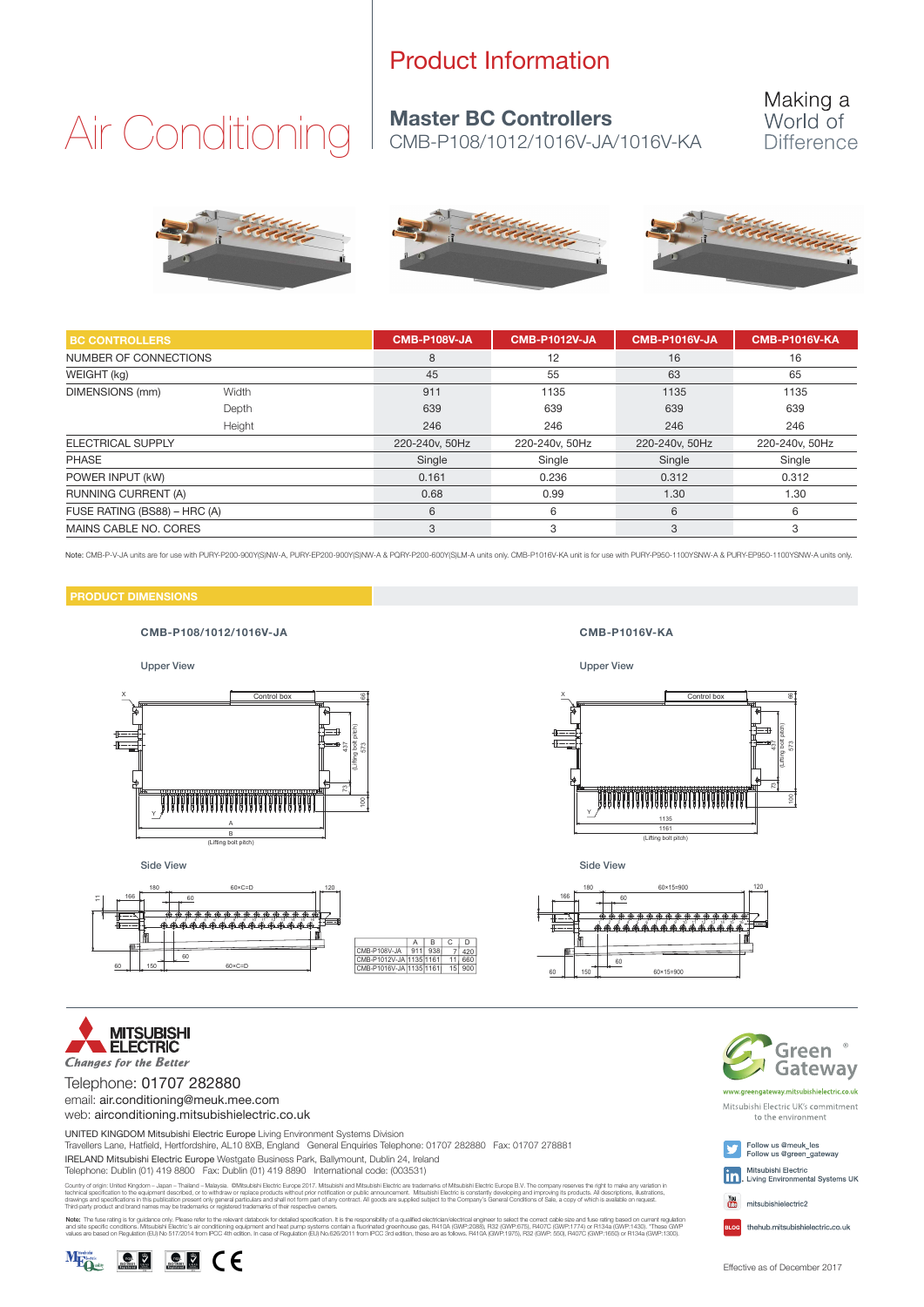# Product Information

# Air Conditioning

## Master BC Controllers

CMB-P108/1012/1016V-JA/1016V-KA

Making a World of Difference

| BC CONTROLLERS | | CMB-P108V-JA | CMB-P1012V-JA | CMB-P1016V-JA | CMB-P1016V-KA |
|---|---|---|---|---|---|
| NUMBER OF CONNECTIONS | | 8 | 12 | 16 | 16 |
| WEIGHT (kg) | | 45 | 55 | 63 | 65 |
| DIMENSIONS (mm) | Width | 911 | 1135 | 1135 | 1135 |
| | Depth | 639 | 639 | 639 | 639 |
| | Height | 246 | 246 | 246 | 246 |
| ELECTRICAL SUPPLY | | 220-240v, 50Hz | 220-240v, 50Hz | 220-240v, 50Hz | 220-240v, 50Hz |
| PHASE | | Single | Single | Single | Single |
| POWER INPUT (kW) | | 0.161 | 0.236 | 0.312 | 0.312 |
| RUNNING CURRENT (A) | | 0.68 | 0.99 | 1.30 | 1.30 |
| FUSE RATING (BS88) – HRC (A) | | 6 | 6 | 6 | 6 |
| MAINS CABLE NO. CORES | | 3 | 3 | 3 | 3 |

Note: CMB-P-V-JA units are for use with PURY-P200-900Y(S)NW-A, PURY-EP200-900Y(S)NW-A & PQRY-P200-600Y(S)LM-A units only. CMB-P1016V-KA unit is for use with PURY-P950-1100YSNW-A & PURY-EP950-1100YSNW-A units only.

## PRODUCT DIMENSIONS

### CMB-P108/1012/1016V-JA

Upper View

Control box
X
Y
66
437
573
(Lifting bolt pitch)
73
100
A
B
(Lifting bolt pitch)

Side View

180
60×C=D
120
11
166
60
60
150
60
60×C=D

| | A | B | C | D |
|---|---|---|---|---|
| CMB-P108V-JA | 911 | 938 | 7 | 420 |
| CMB-P1012V-JA | 1135 | 1161 | 11 | 660 |
| CMB-P1016V-JA | 1135 | 1161 | 15 | 900 |

### CMB-P1016V-KA

Upper View

Control box
X
Y
66
437
573
(Lifting bolt pitch)
73
100
1135
1161
(Lifting bolt pitch)

Side View

180
60×15=900
120
166
60
60
150
60
60×15=900

MITSUBISHI ELECTRIC
*Changes for the Better*

Telephone: 01707 282880
email: air.conditioning@meuk.mee.com
web: airconditioning.mitsubishielectric.co.uk

UNITED KINGDOM Mitsubishi Electric Europe Living Environment Systems Division
Travellers Lane, Hatfield, Hertfordshire, AL10 8XB, England General Enquiries Telephone: 01707 282880 Fax: 01707 278881
IRELAND Mitsubishi Electric Europe Westgate Business Park, Ballymount, Dublin 24, Ireland
Telephone: Dublin (01) 419 8800 Fax: Dublin (01) 419 8890 International code: (003531)

Country of origin: United Kingdom – Japan – Thailand – Malaysia. ©Mitsubishi Electric Europe 2017. Mitsubishi and Mitsubishi Electric are trademarks of Mitsubishi Electric Europe B.V. The company reserves the right to make any variation in technical specification to the equipment described, or to withdraw or replace products without prior notification or public announcement. Mitsubishi Electric is constantly developing and improving its products. All descriptions, illustrations, drawings and specifications in this publication present only general particulars and shall not form part of any contract. All goods are supplied subject to the Company's General Conditions of Sale, a copy of which is available on request. Third-party product and brand names may be trademarks or registered trademarks of their respective owners.

Note: The fuse rating is for guidance only. Please refer to the relevant databook for detailed specification. It is the responsibility of a qualified electrician/electrical engineer to select the correct cable size and fuse rating based on current regulation and site specific conditions. Mitsubishi Electric's air conditioning equipment and heat pump systems contain a fluorinated greenhouse gas, R410A (GWP:2088), R32 (GWP:675), R407C (GWP:1774) or R134a (GWP:1430). *These GWP values are based on Regulation (EU) No 517/2014 from IPCC 4th edition. In case of Regulation (EU) No.626/2011 from IPCC 3rd edition, these are as follows. R410A (GWP:1975), R32 (GWP: 550), R407C (GWP:1650) or R134a (GWP:1300).

Green Gateway®
www.greengateway.mitsubishielectric.co.uk
Mitsubishi Electric UK's commitment to the environment

Follow us @meuk_les
Follow us @green_gateway
Mitsubishi Electric Living Environmental Systems UK
mitsubishielectric2
thehub.mitsubishielectric.co.uk

Effective as of December 2017